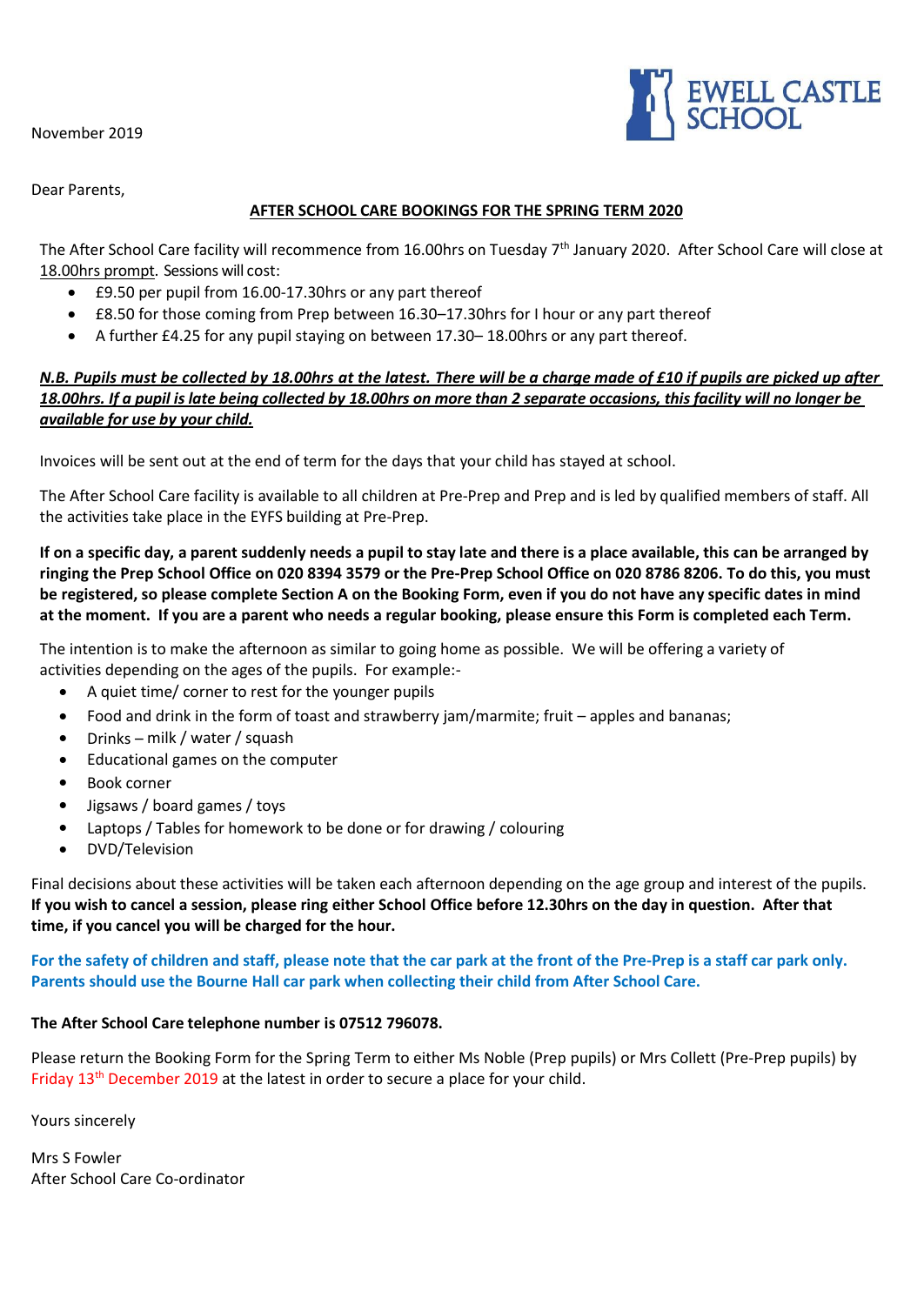EWELL CASTLE SCHOOL

November 2019

Dear Parents,

**AFTER SCHOOL CARE BOOKINGS FOR THE SPRING TERM 2020**

The After School Care facility will recommence from 16.00hrs on Tuesday 7th January 2020. After School Care will close at 18.00hrs prompt. Sessions will cost:

- £9.50 per pupil from 16.00-17.30hrs or any part thereof
- £8.50 for those coming from Prep between 16.30–17.30hrs for I hour or any part thereof
- A further £4.25 for any pupil staying on between 17.30– 18.00hrs or any part thereof.

***N.B. Pupils must be collected by 18.00hrs at the latest. There will be a charge made of £10 if pupils are picked up after 18.00hrs. If a pupil is late being collected by 18.00hrs on more than 2 separate occasions, this facility will no longer be available for use by your child.***

Invoices will be sent out at the end of term for the days that your child has stayed at school.

The After School Care facility is available to all children at Pre-Prep and Prep and is led by qualified members of staff. All the activities take place in the EYFS building at Pre-Prep.

**If on a specific day, a parent suddenly needs a pupil to stay late and there is a place available, this can be arranged by ringing the Prep School Office on 020 8394 3579 or the Pre-Prep School Office on 020 8786 8206. To do this, you must be registered, so please complete Section A on the Booking Form, even if you do not have any specific dates in mind at the moment. If you are a parent who needs a regular booking, please ensure this Form is completed each Term.**

The intention is to make the afternoon as similar to going home as possible. We will be offering a variety of activities depending on the ages of the pupils. For example:-

- A quiet time/ corner to rest for the younger pupils
- Food and drink in the form of toast and strawberry jam/marmite; fruit – apples and bananas;
- Drinks – milk / water / squash
- Educational games on the computer
- Book corner
- Jigsaws / board games / toys
- Laptops / Tables for homework to be done or for drawing / colouring
- DVD/Television

Final decisions about these activities will be taken each afternoon depending on the age group and interest of the pupils. **If you wish to cancel a session, please ring either School Office before 12.30hrs on the day in question. After that time, if you cancel you will be charged for the hour.**

**For the safety of children and staff, please note that the car park at the front of the Pre-Prep is a staff car park only. Parents should use the Bourne Hall car park when collecting their child from After School Care.**

**The After School Care telephone number is 07512 796078.**

Please return the Booking Form for the Spring Term to either Ms Noble (Prep pupils) or Mrs Collett (Pre-Prep pupils) by Friday 13th December 2019 at the latest in order to secure a place for your child.

Yours sincerely

Mrs S Fowler
After School Care Co-ordinator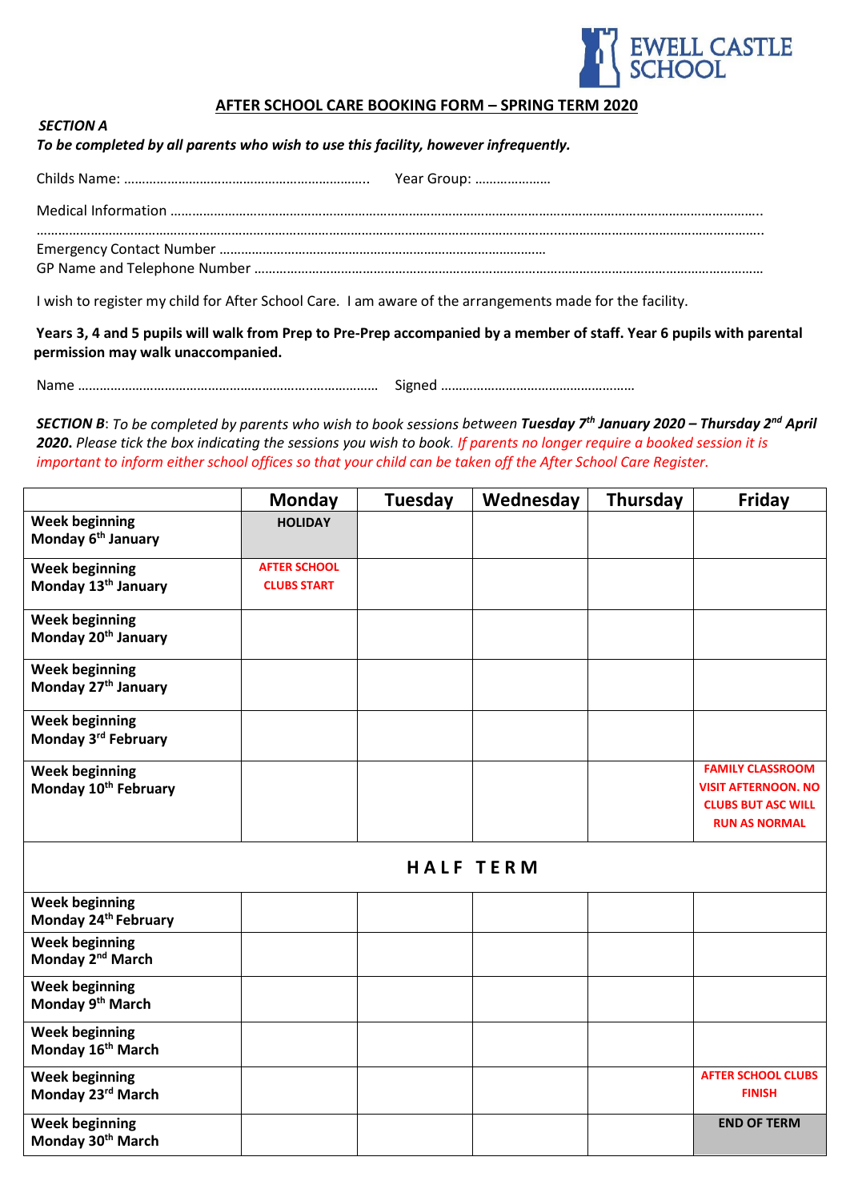EWELL CASTLE SCHOOL

## AFTER SCHOOL CARE BOOKING FORM – SPRING TERM 2020

***SECTION A***

***To be completed by all parents who wish to use this facility, however infrequently.***

Childs Name: ………………………………………………………….. Year Group: …………………

Medical Information ……………………………………………………………………………………………………………………………………………..

……………………………………………………………………………………………………………………………………………………………………………..

Emergency Contact Number ………………………………………………………………………

GP Name and Telephone Number ………………………………………………………………………………………………………………………

I wish to register my child for After School Care. I am aware of the arrangements made for the facility.

**Years 3, 4 and 5 pupils will walk from Prep to Pre-Prep accompanied by a member of staff. Year 6 pupils with parental permission may walk unaccompanied.**

Name ……………………………………………………………………… Signed ………………………………………………

***SECTION B***: *To be completed by parents who wish to book sessions between* ***Tuesday 7th January 2020 – Thursday 2nd April 2020***. *Please tick the box indicating the sessions you wish to book. If parents no longer require a booked session it is important to inform either school offices so that your child can be taken off the After School Care Register.*

| | Monday | Tuesday | Wednesday | Thursday | Friday |
|---|---|---|---|---|---|
| **Week beginning Monday 6th January** | **HOLIDAY** | | | | |
| **Week beginning Monday 13th January** | **AFTER SCHOOL CLUBS START** | | | | |
| **Week beginning Monday 20th January** | | | | | |
| **Week beginning Monday 27th January** | | | | | |
| **Week beginning Monday 3rd February** | | | | | |
| **Week beginning Monday 10th February** | | | | | **FAMILY CLASSROOM VISIT AFTERNOON. NO CLUBS BUT ASC WILL RUN AS NORMAL** |
| **HALF TERM** | | | | | |
| **Week beginning Monday 24th February** | | | | | |
| **Week beginning Monday 2nd March** | | | | | |
| **Week beginning Monday 9th March** | | | | | |
| **Week beginning Monday 16th March** | | | | | |
| **Week beginning Monday 23rd March** | | | | | **AFTER SCHOOL CLUBS FINISH** |
| **Week beginning Monday 30th March** | | | | | **END OF TERM** |